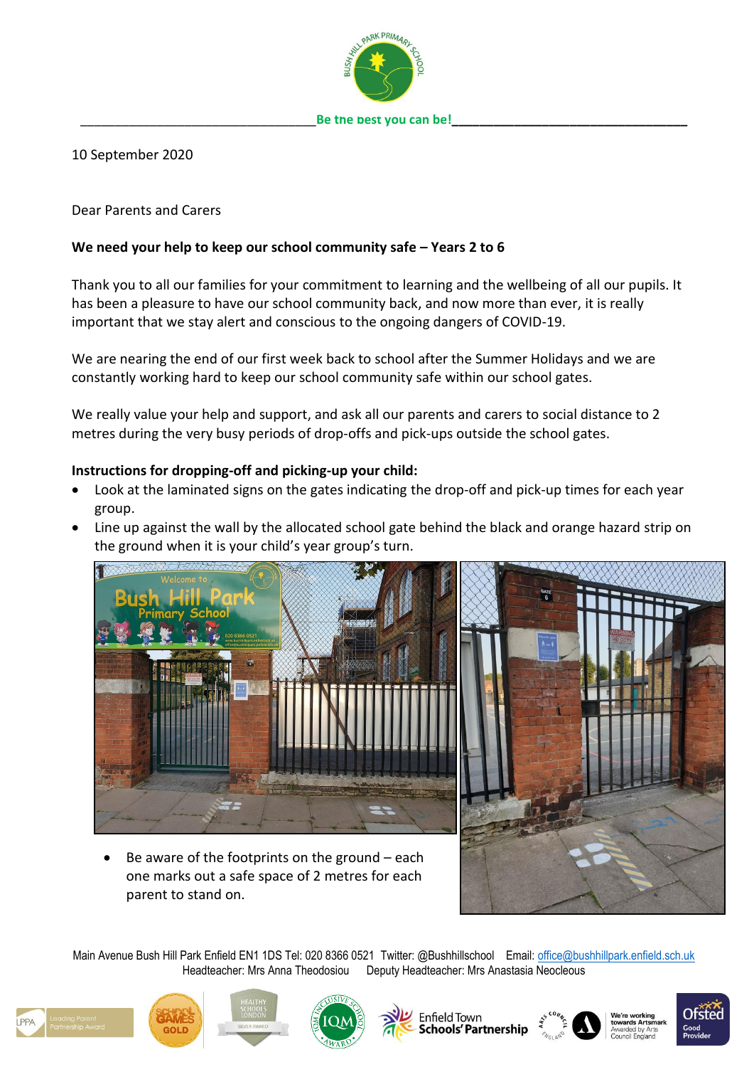Be the best you can be!

10 September 2020

Dear Parents and Carers

**We need your help to keep our school community safe – Years 2 to 6**

Thank you to all our families for your commitment to learning and the wellbeing of all our pupils. It has been a pleasure to have our school community back, and now more than ever, it is really important that we stay alert and conscious to the ongoing dangers of COVID-19.

We are nearing the end of our first week back to school after the Summer Holidays and we are constantly working hard to keep our school community safe within our school gates.

We really value your help and support, and ask all our parents and carers to social distance to 2 metres during the very busy periods of drop-offs and pick-ups outside the school gates.

**Instructions for dropping-off and picking-up your child:**

- Look at the laminated signs on the gates indicating the drop-off and pick-up times for each year group.
- Line up against the wall by the allocated school gate behind the black and orange hazard strip on the ground when it is your child's year group's turn.
- Be aware of the footprints on the ground – each one marks out a safe space of 2 metres for each parent to stand on.

Main Avenue Bush Hill Park Enfield EN1 1DS Tel: 020 8366 0521 Twitter: @Bushhillschool Email: office@bushhillpark.enfield.sch.uk
Headteacher: Mrs Anna Theodosiou Deputy Headteacher: Mrs Anastasia Neocleous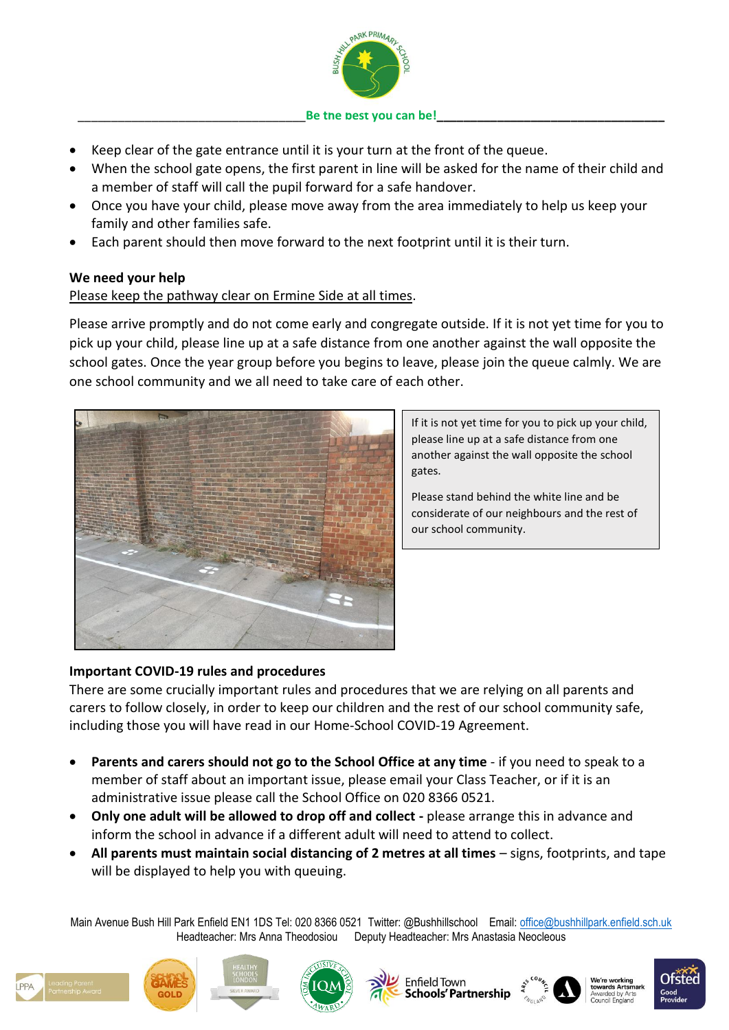- Keep clear of the gate entrance until it is your turn at the front of the queue.
- When the school gate opens, the first parent in line will be asked for the name of their child and a member of staff will call the pupil forward for a safe handover.
- Once you have your child, please move away from the area immediately to help us keep your family and other families safe.
- Each parent should then move forward to the next footprint until it is their turn.

**We need your help**

Please keep the pathway clear on Ermine Side at all times.

Please arrive promptly and do not come early and congregate outside. If it is not yet time for you to pick up your child, please line up at a safe distance from one another against the wall opposite the school gates. Once the year group before you begins to leave, please join the queue calmly. We are one school community and we all need to take care of each other.

If it is not yet time for you to pick up your child, please line up at a safe distance from one another against the wall opposite the school gates.

Please stand behind the white line and be considerate of our neighbours and the rest of our school community.

**Important COVID-19 rules and procedures**

There are some crucially important rules and procedures that we are relying on all parents and carers to follow closely, in order to keep our children and the rest of our school community safe, including those you will have read in our Home-School COVID-19 Agreement.

- **Parents and carers should not go to the School Office at any time** - if you need to speak to a member of staff about an important issue, please email your Class Teacher, or if it is an administrative issue please call the School Office on 020 8366 0521.
- **Only one adult will be allowed to drop off and collect -** please arrange this in advance and inform the school in advance if a different adult will need to attend to collect.
- **All parents must maintain social distancing of 2 metres at all times** – signs, footprints, and tape will be displayed to help you with queuing.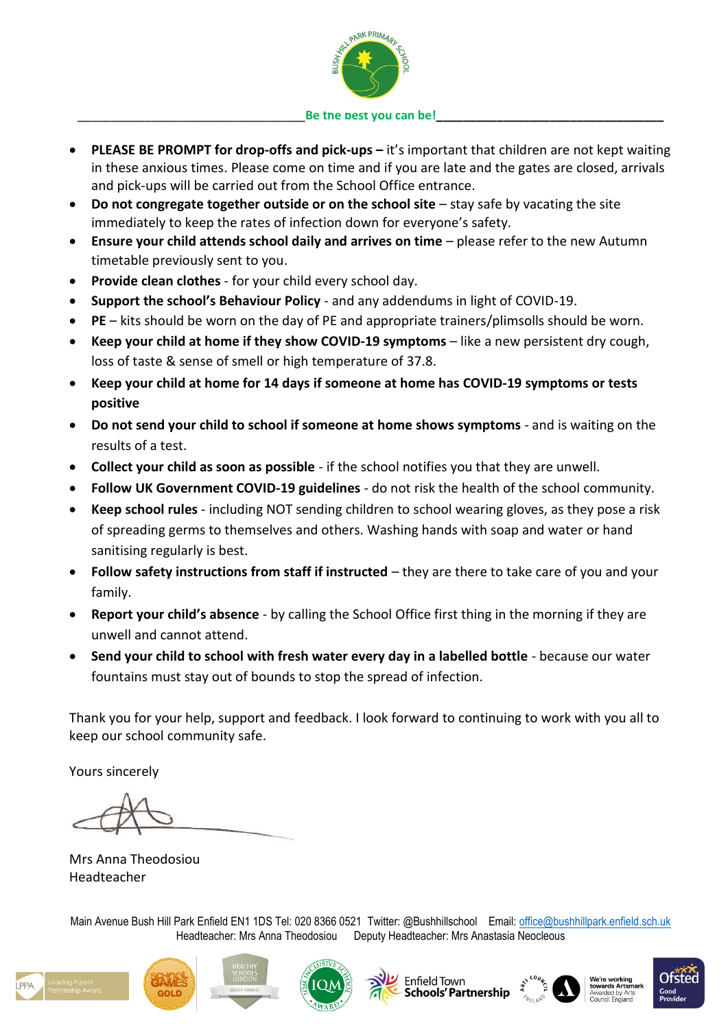Be the best you can be!

- **PLEASE BE PROMPT for drop-offs and pick-ups –** it's important that children are not kept waiting in these anxious times. Please come on time and if you are late and the gates are closed, arrivals and pick-ups will be carried out from the School Office entrance.
- **Do not congregate together outside or on the school site** – stay safe by vacating the site immediately to keep the rates of infection down for everyone's safety.
- **Ensure your child attends school daily and arrives on time** – please refer to the new Autumn timetable previously sent to you.
- **Provide clean clothes** - for your child every school day.
- **Support the school's Behaviour Policy** - and any addendums in light of COVID-19.
- **PE** – kits should be worn on the day of PE and appropriate trainers/plimsolls should be worn.
- **Keep your child at home if they show COVID-19 symptoms** – like a new persistent dry cough, loss of taste & sense of smell or high temperature of 37.8.
- **Keep your child at home for 14 days if someone at home has COVID-19 symptoms or tests positive**
- **Do not send your child to school if someone at home shows symptoms** - and is waiting on the results of a test.
- **Collect your child as soon as possible** - if the school notifies you that they are unwell.
- **Follow UK Government COVID-19 guidelines** - do not risk the health of the school community.
- **Keep school rules** - including NOT sending children to school wearing gloves, as they pose a risk of spreading germs to themselves and others. Washing hands with soap and water or hand sanitising regularly is best.
- **Follow safety instructions from staff if instructed** – they are there to take care of you and your family.
- **Report your child's absence** - by calling the School Office first thing in the morning if they are unwell and cannot attend.
- **Send your child to school with fresh water every day in a labelled bottle** - because our water fountains must stay out of bounds to stop the spread of infection.

Thank you for your help, support and feedback. I look forward to continuing to work with you all to keep our school community safe.

Yours sincerely

Mrs Anna Theodosiou
Headteacher

Main Avenue Bush Hill Park Enfield EN1 1DS Tel: 020 8366 0521 Twitter: @Bushhillschool Email: office@bushhillpark.enfield.sch.uk
Headteacher: Mrs Anna Theodosiou Deputy Headteacher: Mrs Anastasia Neocleous